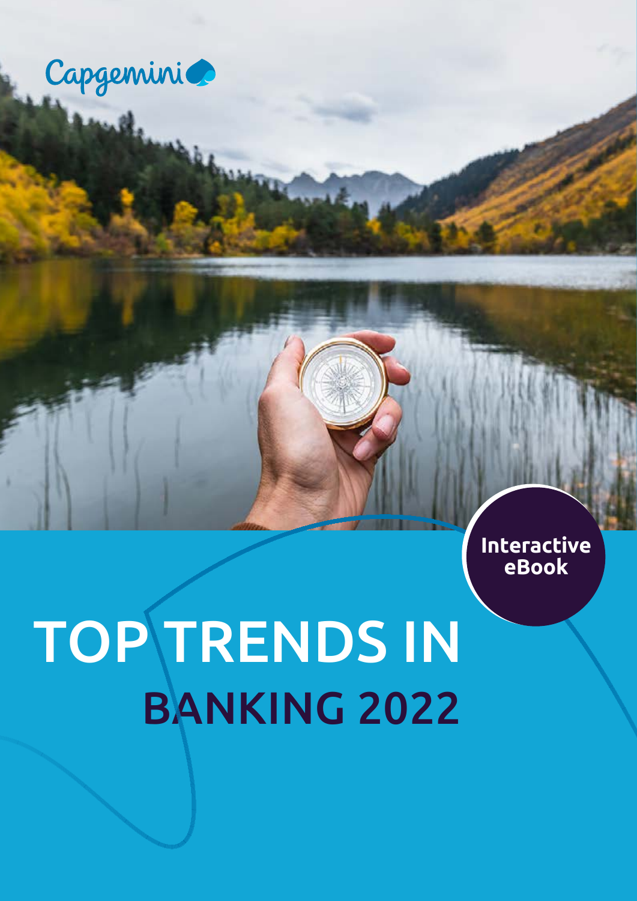Capgemini

Interactive eBook

# TOP TRENDS IN BANKING 2022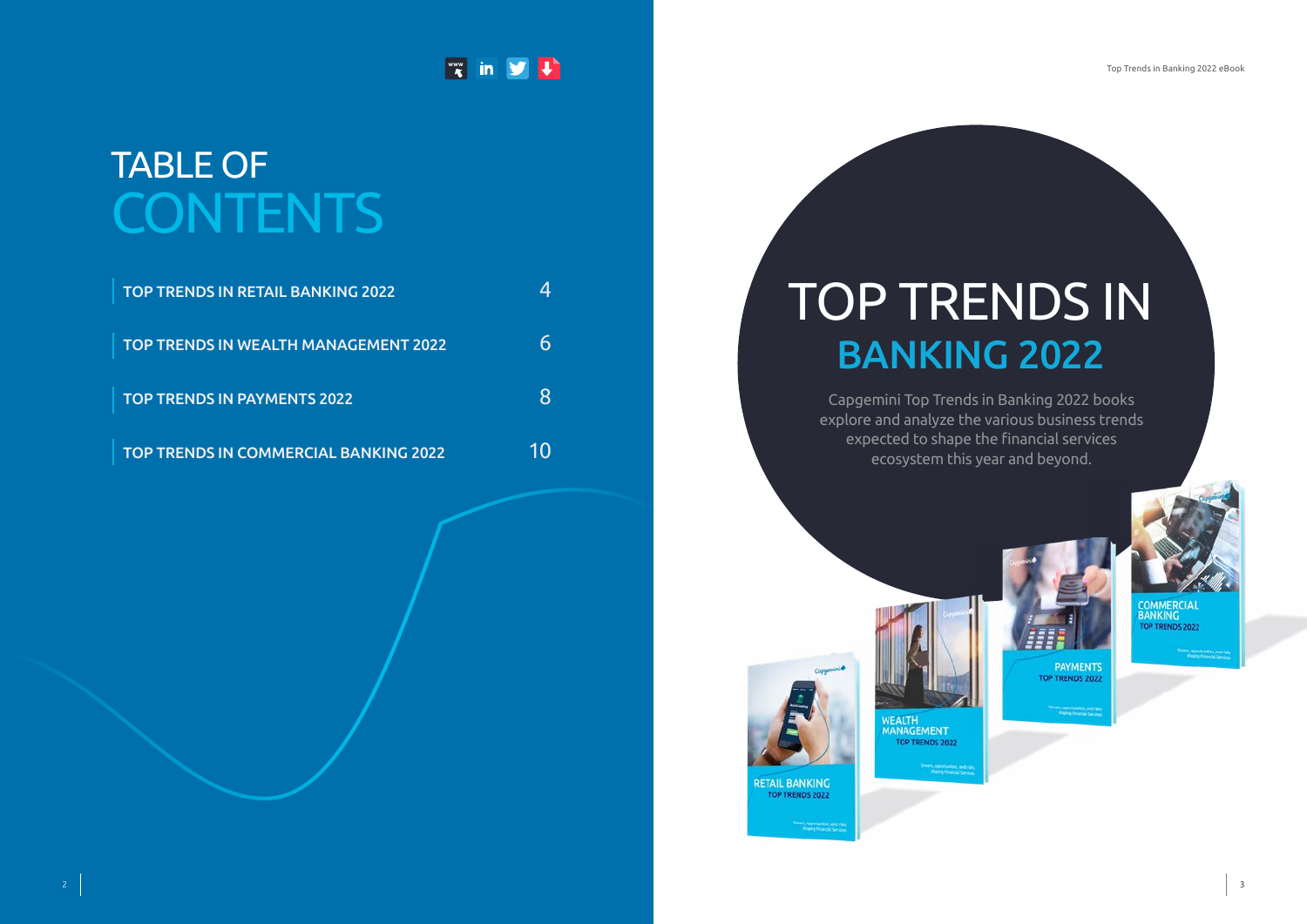# TABLE OF CONTENTS

| | |
|---|---|
| TOP TRENDS IN RETAIL BANKING 2022 | 4 |
| TOP TRENDS IN WEALTH MANAGEMENT 2022 | 6 |
| TOP TRENDS IN PAYMENTS 2022 | 8 |
| TOP TRENDS IN COMMERCIAL BANKING 2022 | 10 |

# TOP TRENDS IN BANKING 2022

Capgemini Top Trends in Banking 2022 books explore and analyze the various business trends expected to shape the financial services ecosystem this year and beyond.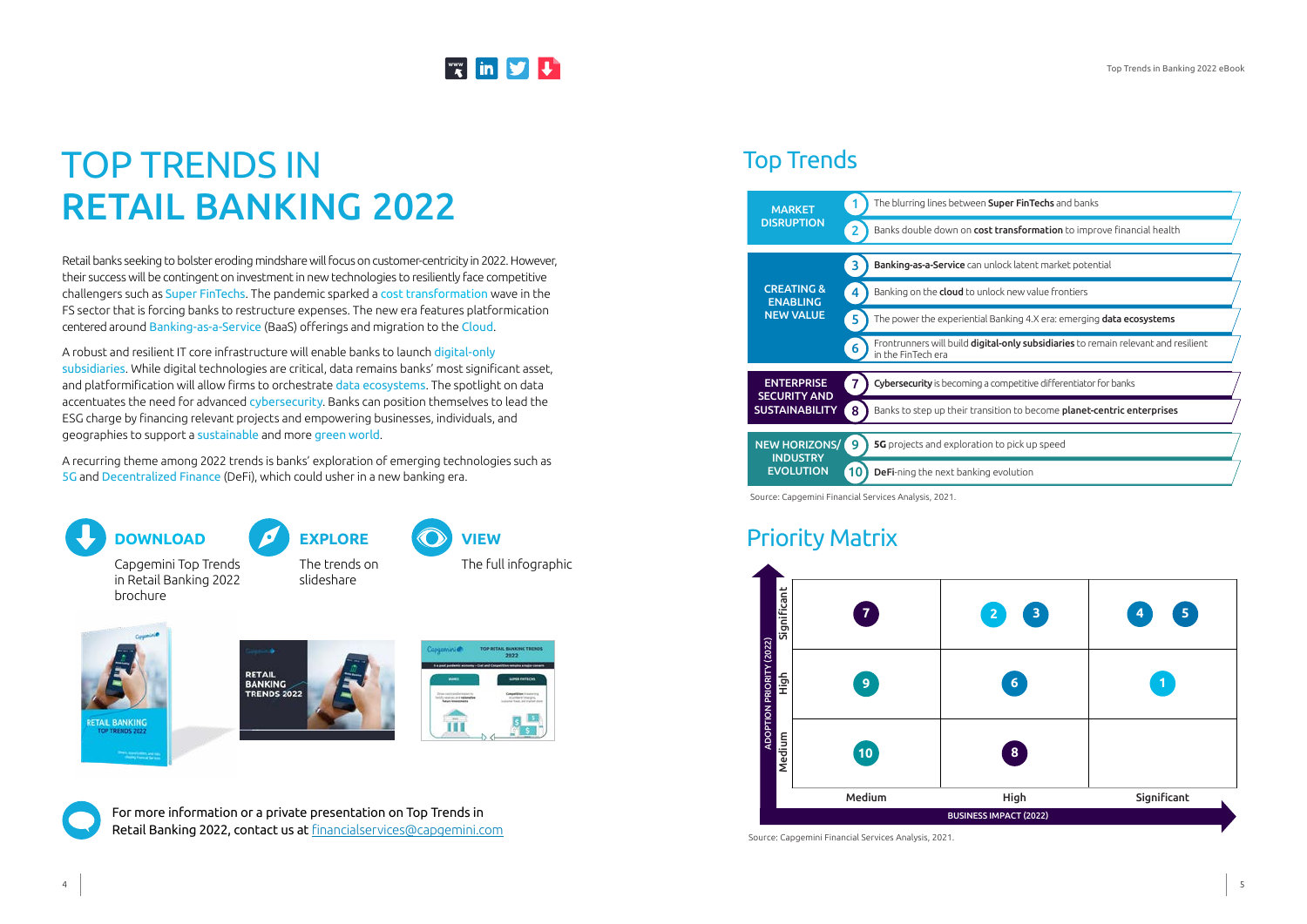# TOP TRENDS IN RETAIL BANKING 2022

Retail banks seeking to bolster eroding mindshare will focus on customer-centricity in 2022. However, their success will be contingent on investment in new technologies to resiliently face competitive challengers such as Super FinTechs. The pandemic sparked a cost transformation wave in the FS sector that is forcing banks to restructure expenses. The new era features platformication centered around Banking-as-a-Service (BaaS) offerings and migration to the Cloud.

A robust and resilient IT core infrastructure will enable banks to launch digital-only subsidiaries. While digital technologies are critical, data remains banks' most significant asset, and platformification will allow firms to orchestrate data ecosystems. The spotlight on data accentuates the need for advanced cybersecurity. Banks can position themselves to lead the ESG charge by financing relevant projects and empowering businesses, individuals, and geographies to support a sustainable and more green world.

A recurring theme among 2022 trends is banks' exploration of emerging technologies such as 5G and Decentralized Finance (DeFi), which could usher in a new banking era.

**DOWNLOAD**
Capgemini Top Trends in Retail Banking 2022 brochure

**EXPLORE**
The trends on slideshare

**VIEW**
The full infographic

For more information or a private presentation on Top Trends in Retail Banking 2022, contact us at financialservices@capgemini.com

## Top Trends

| Category | # | Trend |
|---|---|---|
| MARKET DISRUPTION | 1 | The blurring lines between **Super FinTechs** and banks |
| | 2 | Banks double down on **cost transformation** to improve financial health |
| CREATING & ENABLING NEW VALUE | 3 | **Banking-as-a-Service** can unlock latent market potential |
| | 4 | Banking on the **cloud** to unlock new value frontiers |
| | 5 | The power the experiential Banking 4.X era: emerging **data ecosystems** |
| | 6 | Frontrunners will build **digital-only subsidiaries** to remain relevant and resilient in the FinTech era |
| ENTERPRISE SECURITY AND SUSTAINABILITY | 7 | **Cybersecurity** is becoming a competitive differentiator for banks |
| | 8 | Banks to step up their transition to become **planet-centric enterprises** |
| NEW HORIZONS/ INDUSTRY EVOLUTION | 9 | **5G** projects and exploration to pick up speed |
| | 10 | **DeFi**-ning the next banking evolution |

Source: Capgemini Financial Services Analysis, 2021.

## Priority Matrix

| ADOPTION PRIORITY (2022) \ BUSINESS IMPACT (2022) | Medium | High | Significant |
|---|---|---|---|
| Significant | 7 | 2, 3 | 4, 5 |
| High | 9 | 6 | 1 |
| Medium | 10 | 8 | |

Source: Capgemini Financial Services Analysis, 2021.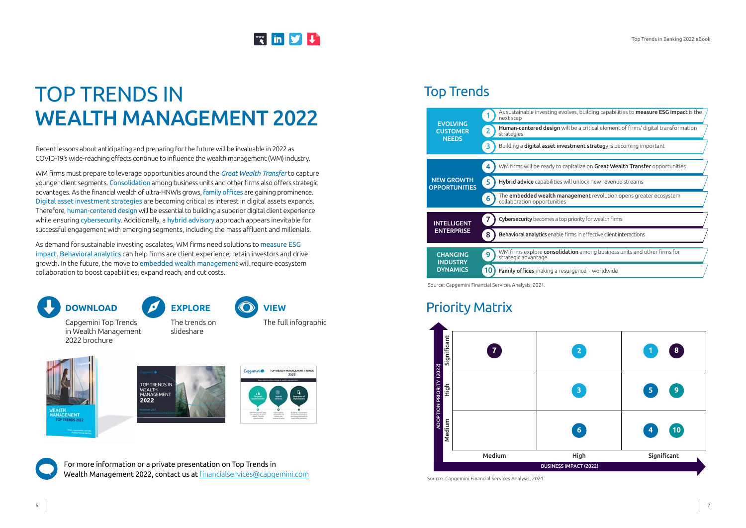# TOP TRENDS IN WEALTH MANAGEMENT 2022

Recent lessons about anticipating and preparing for the future will be invaluable in 2022 as COVID-19's wide-reaching effects continue to influence the wealth management (WM) industry.

WM firms must prepare to leverage opportunities around the *Great Wealth Transfer* to capture younger client segments. Consolidation among business units and other firms also offers strategic advantages. As the financial wealth of ultra-HNWIs grows, family offices are gaining prominence. Digital asset investment strategies are becoming critical as interest in digital assets expands. Therefore, human-centered design will be essential to building a superior digital client experience while ensuring cybersecurity. Additionally, a hybrid advisory approach appears inevitable for successful engagement with emerging segments, including the mass affluent and millenials.

As demand for sustainable investing escalates, WM firms need solutions to measure ESG impact. Behavioral analytics can help firms ace client experience, retain investors and drive growth. In the future, the move to embedded wealth management will require ecosystem collaboration to boost capabilities, expand reach, and cut costs.

**DOWNLOAD**
Capgemini Top Trends in Wealth Management 2022 brochure

**EXPLORE**
The trends on slideshare

**VIEW**
The full infographic

For more information or a private presentation on Top Trends in Wealth Management 2022, contact us at financialservices@capgemini.com

## Top Trends

| Category | # | Trend |
|---|---|---|
| EVOLVING CUSTOMER NEEDS | 1 | As sustainable investing evolves, building capabilities to **measure ESG impact** is the next step |
| | 2 | **Human-centered design** will be a critical element of firms' digital transformation strategies |
| | 3 | Building a **digital asset investment strateg**y is becoming important |
| NEW GROWTH OPPORTUNITIES | 4 | WM firms will be ready to capitalize on **Great Wealth Transfer** opportunities |
| | 5 | **Hybrid advice** capabilities will unlock new revenue streams |
| | 6 | The **embedded wealth management** revolution opens greater ecosystem collaboration opportunities |
| INTELLIGENT ENTERPRISE | 7 | **Cybersecurity** becomes a top priority for wealth firms |
| | 8 | **Behavioral analytics** enable firms in effective client interactions |
| CHANGING INDUSTRY DYNAMICS | 9 | WM firms explore **consolidation** among business units and other firms for strategic advantage |
| | 10 | **Family offices** making a resurgence – worldwide |

Source: Capgemini Financial Services Analysis, 2021.

## Priority Matrix

| ADOPTION PRIORITY (2022) \ BUSINESS IMPACT (2022) | Medium | High | Significant |
|---|---|---|---|
| Significant | 7 | 2 | 1, 8 |
| High | | 3 | 5, 9 |
| Medium | | 6 | 4, 10 |

Source: Capgemini Financial Services Analysis, 2021.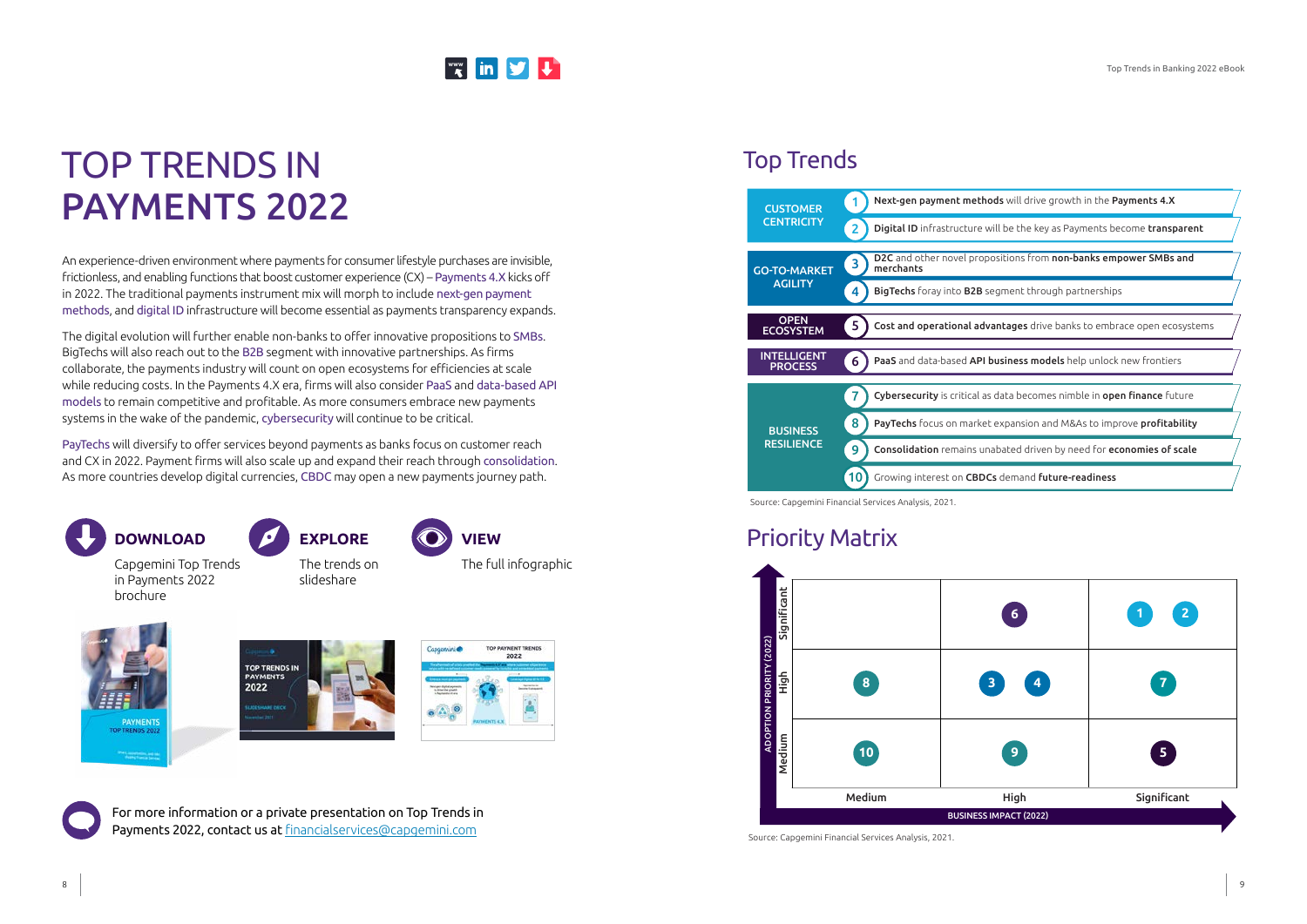# TOP TRENDS IN PAYMENTS 2022

An experience-driven environment where payments for consumer lifestyle purchases are invisible, frictionless, and enabling functions that boost customer experience (CX) – Payments 4.X kicks off in 2022. The traditional payments instrument mix will morph to include next-gen payment methods, and digital ID infrastructure will become essential as payments transparency expands.

The digital evolution will further enable non-banks to offer innovative propositions to SMBs. BigTechs will also reach out to the B2B segment with innovative partnerships. As firms collaborate, the payments industry will count on open ecosystems for efficiencies at scale while reducing costs. In the Payments 4.X era, firms will also consider PaaS and data-based API models to remain competitive and profitable. As more consumers embrace new payments systems in the wake of the pandemic, cybersecurity will continue to be critical.

PayTechs will diversify to offer services beyond payments as banks focus on customer reach and CX in 2022. Payment firms will also scale up and expand their reach through consolidation. As more countries develop digital currencies, CBDC may open a new payments journey path.

**DOWNLOAD**
Capgemini Top Trends in Payments 2022 brochure

**EXPLORE**
The trends on slideshare

**VIEW**
The full infographic

For more information or a private presentation on Top Trends in Payments 2022, contact us at financialservices@capgemini.com

## Top Trends

| Category | # | Trend |
|---|---|---|
| CUSTOMER CENTRICITY | 1 | **Next-gen payment methods** will drive growth in the **Payments 4.X** |
| | 2 | **Digital ID** infrastructure will be the key as Payments become **transparent** |
| GO-TO-MARKET AGILITY | 3 | **D2C** and other novel propositions from **non-banks empower SMBs and merchants** |
| | 4 | **BigTechs** foray into **B2B** segment through partnerships |
| OPEN ECOSYSTEM | 5 | **Cost and operational advantages** drive banks to embrace open ecosystems |
| INTELLIGENT PROCESS | 6 | **PaaS** and data-based **API business models** help unlock new frontiers |
| BUSINESS RESILIENCE | 7 | **Cybersecurity** is critical as data becomes nimble in **open finance** future |
| | 8 | **PayTechs** focus on market expansion and M&As to improve **profitability** |
| | 9 | **Consolidation** remains unabated driven by need for **economies of scale** |
| | 10 | Growing interest on **CBDCs** demand **future-readiness** |

Source: Capgemini Financial Services Analysis, 2021.

## Priority Matrix

| ADOPTION PRIORITY (2022) \ BUSINESS IMPACT (2022) | Medium | High | Significant |
|---|---|---|---|
| Significant | | 6 | 1, 2 |
| High | 8 | 3, 4 | 7 |
| Medium | 10 | 9 | 5 |

Source: Capgemini Financial Services Analysis, 2021.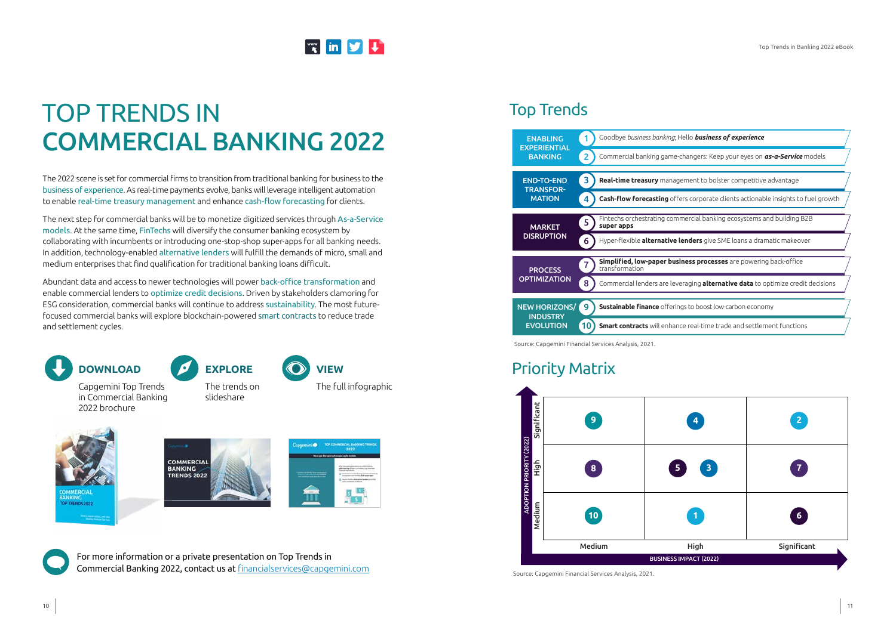# TOP TRENDS IN COMMERCIAL BANKING 2022

The 2022 scene is set for commercial firms to transition from traditional banking for business to the business of experience. As real-time payments evolve, banks will leverage intelligent automation to enable real-time treasury management and enhance cash-flow forecasting for clients.

The next step for commercial banks will be to monetize digitized services through As-a-Service models. At the same time, FinTechs will diversify the consumer banking ecosystem by collaborating with incumbents or introducing one-stop-shop super-apps for all banking needs. In addition, technology-enabled alternative lenders will fulfill the demands of micro, small and medium enterprises that find qualification for traditional banking loans difficult.

Abundant data and access to newer technologies will power back-office transformation and enable commercial lenders to optimize credit decisions. Driven by stakeholders clamoring for ESG consideration, commercial banks will continue to address sustainability. The most future-focused commercial banks will explore blockchain-powered smart contracts to reduce trade and settlement cycles.

**DOWNLOAD**
Capgemini Top Trends in Commercial Banking 2022 brochure

**EXPLORE**
The trends on slideshare

**VIEW**
The full infographic

For more information or a private presentation on Top Trends in Commercial Banking 2022, contact us at financialservices@capgemini.com

## Top Trends

| Category | # | Trend |
|---|---|---|
| ENABLING EXPERIENTIAL BANKING | 1 | Goodbye *business banking*, Hello ***business of experience*** |
| | 2 | Commercial banking game-changers: Keep your eyes on ***as-a-Service*** models |
| END-TO-END TRANSFORMATION | 3 | **Real-time treasury** management to bolster competitive advantage |
| | 4 | **Cash-flow forecasting** offers corporate clients actionable insights to fuel growth |
| MARKET DISRUPTION | 5 | Fintechs orchestrating commercial banking ecosystems and building B2B **super apps** |
| | 6 | Hyper-flexible **alternative lenders** give SME loans a dramatic makeover |
| PROCESS OPTIMIZATION | 7 | **Simplified, low-paper business processes** are powering back-office transformation |
| | 8 | Commercial lenders are leveraging **alternative data** to optimize credit decisions |
| NEW HORIZONS/ INDUSTRY EVOLUTION | 9 | **Sustainable finance** offerings to boost low-carbon economy |
| | 10 | **Smart contracts** will enhance real-time trade and settlement functions |

Source: Capgemini Financial Services Analysis, 2021.

## Priority Matrix

| ADOPTION PRIORITY (2022) \ BUSINESS IMPACT (2022) | Medium | High | Significant |
|---|---|---|---|
| Significant | 9 | 4 | 2 |
| High | 8 | 5, 3 | 7 |
| Medium | 10 | 1 | 6 |

Source: Capgemini Financial Services Analysis, 2021.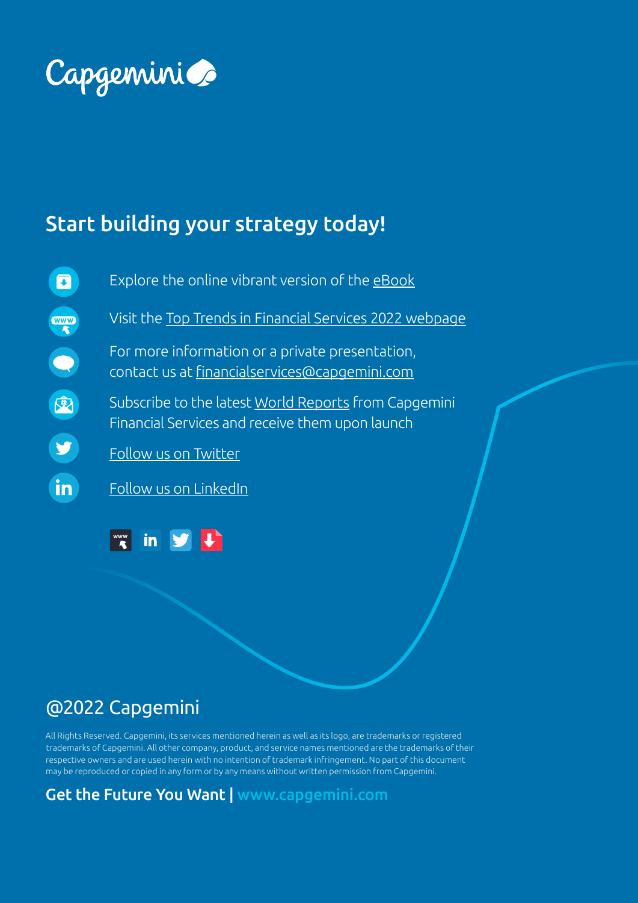Capgemini

## Start building your strategy today!

- Explore the online vibrant version of the eBook
- Visit the Top Trends in Financial Services 2022 webpage
- For more information or a private presentation, contact us at financialservices@capgemini.com
- Subscribe to the latest World Reports from Capgemini Financial Services and receive them upon launch
- Follow us on Twitter
- Follow us on LinkedIn

## @2022 Capgemini

All Rights Reserved. Capgemini, its services mentioned herein as well as its logo, are trademarks or registered trademarks of Capgemini. All other company, product, and service names mentioned are the trademarks of their respective owners and are used herein with no intention of trademark infringement. No part of this document may be reproduced or copied in any form or by any means without written permission from Capgemini.

**Get the Future You Want | www.capgemini.com**